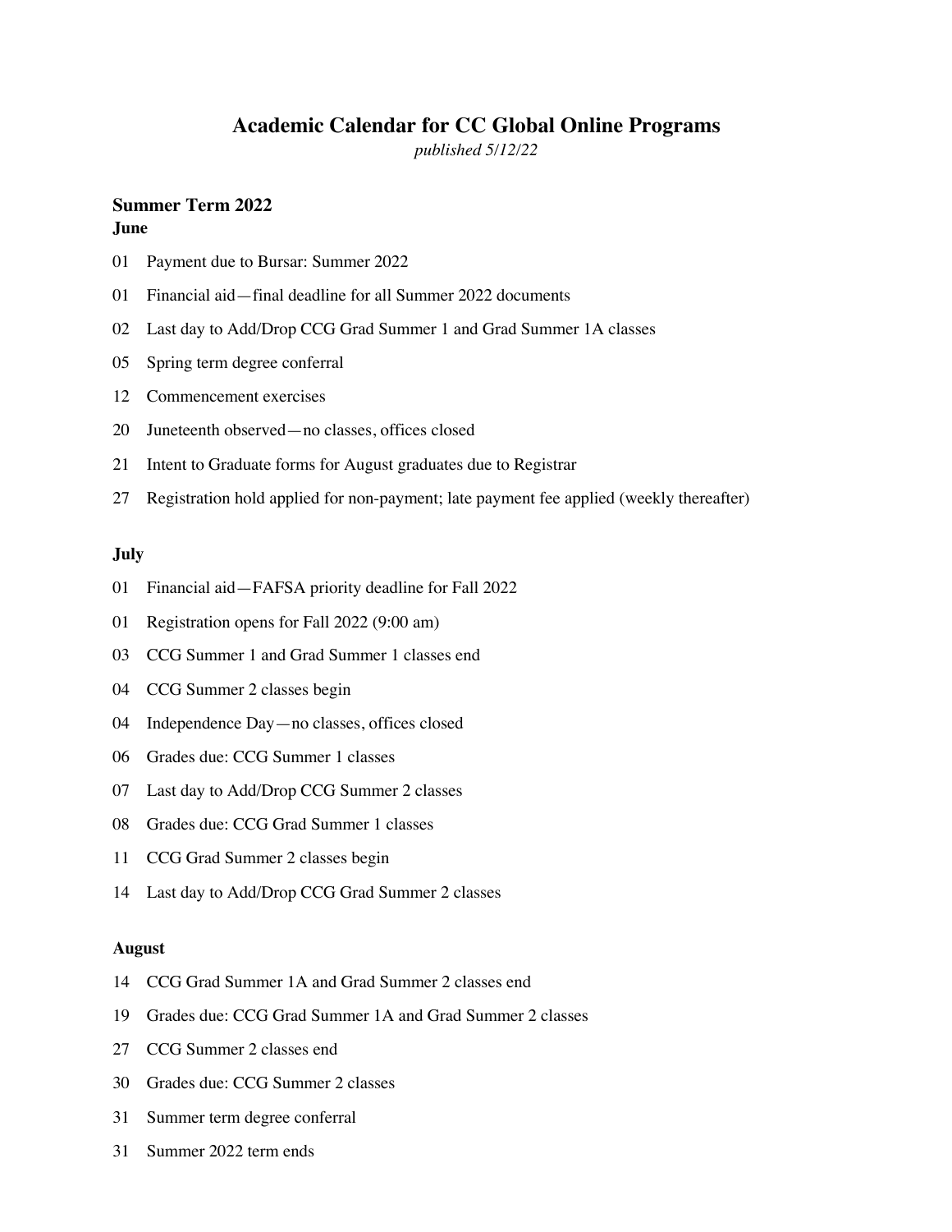# Academic Calendar for CC Global Online Programs

*published 5/12/22*

## Summer Term 2022

### June

01 Payment due to Bursar: Summer 2022

01 Financial aid—final deadline for all Summer 2022 documents

02 Last day to Add/Drop CCG Grad Summer 1 and Grad Summer 1A classes

05 Spring term degree conferral

12 Commencement exercises

20 Juneteenth observed—no classes, offices closed

21 Intent to Graduate forms for August graduates due to Registrar

27 Registration hold applied for non-payment; late payment fee applied (weekly thereafter)

### July

01 Financial aid—FAFSA priority deadline for Fall 2022

01 Registration opens for Fall 2022 (9:00 am)

03 CCG Summer 1 and Grad Summer 1 classes end

04 CCG Summer 2 classes begin

04 Independence Day—no classes, offices closed

06 Grades due: CCG Summer 1 classes

07 Last day to Add/Drop CCG Summer 2 classes

08 Grades due: CCG Grad Summer 1 classes

11 CCG Grad Summer 2 classes begin

14 Last day to Add/Drop CCG Grad Summer 2 classes

### August

14 CCG Grad Summer 1A and Grad Summer 2 classes end

19 Grades due: CCG Grad Summer 1A and Grad Summer 2 classes

27 CCG Summer 2 classes end

30 Grades due: CCG Summer 2 classes

31 Summer term degree conferral

31 Summer 2022 term ends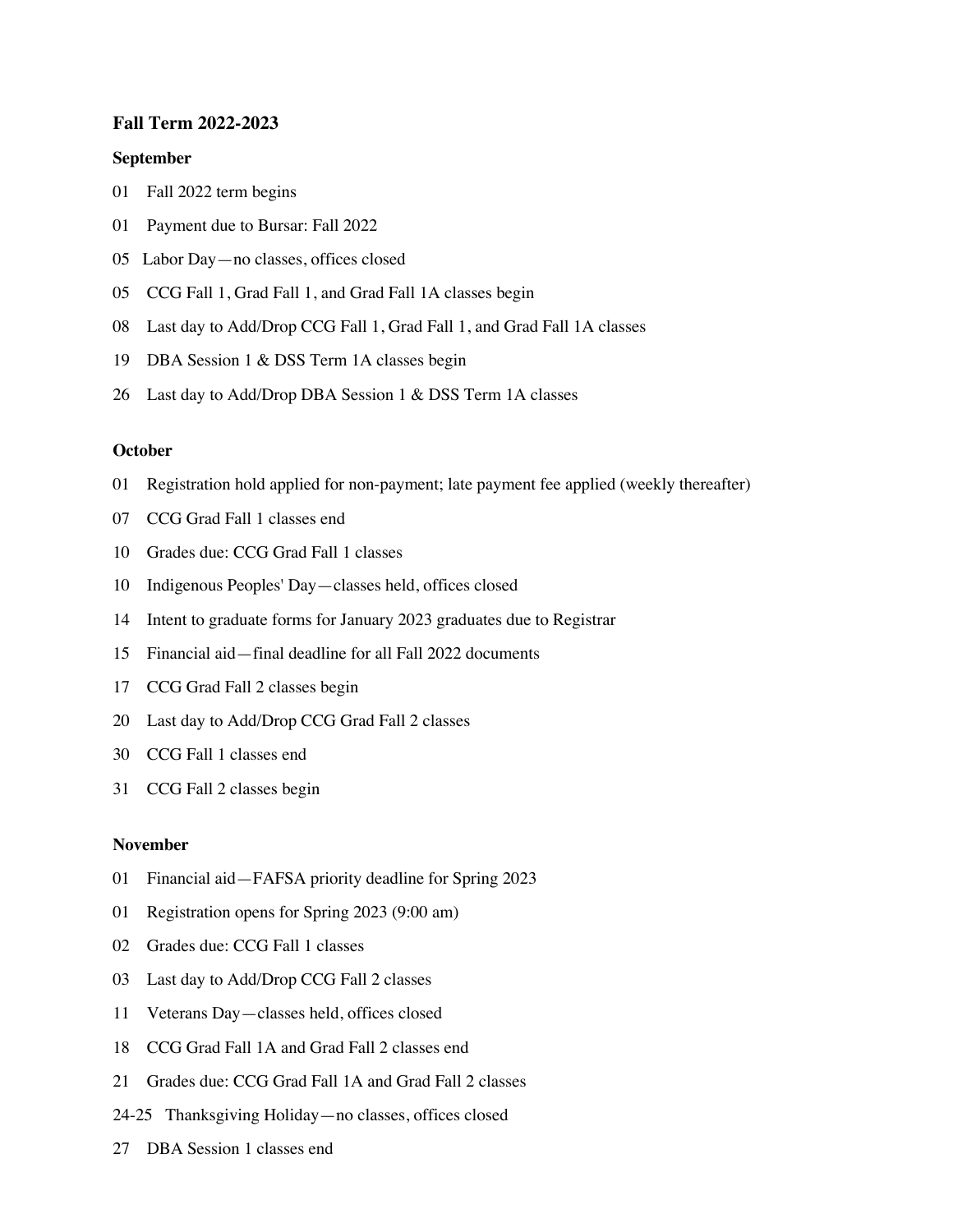### Fall Term 2022-2023

**September**

01 Fall 2022 term begins

01 Payment due to Bursar: Fall 2022

05 Labor Day—no classes, offices closed

05 CCG Fall 1, Grad Fall 1, and Grad Fall 1A classes begin

08 Last day to Add/Drop CCG Fall 1, Grad Fall 1, and Grad Fall 1A classes

19 DBA Session 1 & DSS Term 1A classes begin

26 Last day to Add/Drop DBA Session 1 & DSS Term 1A classes

**October**

01 Registration hold applied for non-payment; late payment fee applied (weekly thereafter)

07 CCG Grad Fall 1 classes end

10 Grades due: CCG Grad Fall 1 classes

10 Indigenous Peoples' Day—classes held, offices closed

14 Intent to graduate forms for January 2023 graduates due to Registrar

15 Financial aid—final deadline for all Fall 2022 documents

17 CCG Grad Fall 2 classes begin

20 Last day to Add/Drop CCG Grad Fall 2 classes

30 CCG Fall 1 classes end

31 CCG Fall 2 classes begin

**November**

01 Financial aid—FAFSA priority deadline for Spring 2023

01 Registration opens for Spring 2023 (9:00 am)

02 Grades due: CCG Fall 1 classes

03 Last day to Add/Drop CCG Fall 2 classes

11 Veterans Day—classes held, offices closed

18 CCG Grad Fall 1A and Grad Fall 2 classes end

21 Grades due: CCG Grad Fall 1A and Grad Fall 2 classes

24-25 Thanksgiving Holiday—no classes, offices closed

27 DBA Session 1 classes end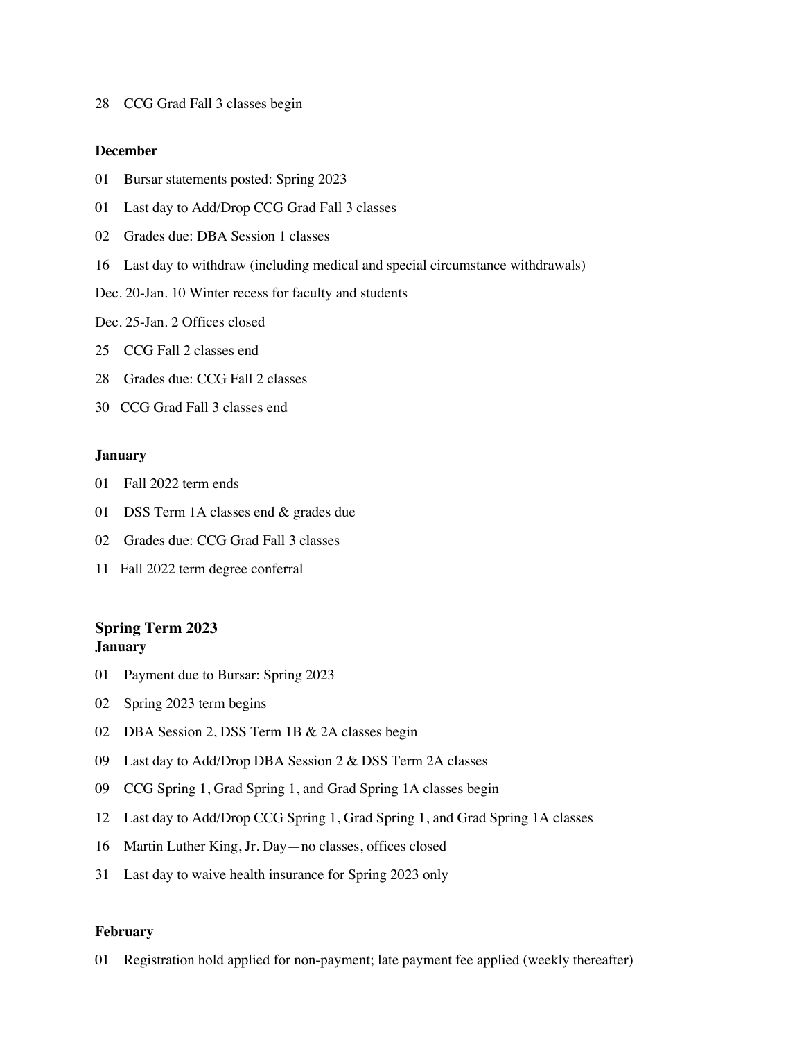28 CCG Grad Fall 3 classes begin

**December**

01 Bursar statements posted: Spring 2023

01 Last day to Add/Drop CCG Grad Fall 3 classes

02 Grades due: DBA Session 1 classes

16 Last day to withdraw (including medical and special circumstance withdrawals)

Dec. 20-Jan. 10 Winter recess for faculty and students

Dec. 25-Jan. 2 Offices closed

25 CCG Fall 2 classes end

28 Grades due: CCG Fall 2 classes

30 CCG Grad Fall 3 classes end

**January**

01 Fall 2022 term ends

01 DSS Term 1A classes end & grades due

02 Grades due: CCG Grad Fall 3 classes

11 Fall 2022 term degree conferral

## Spring Term 2023

**January**

01 Payment due to Bursar: Spring 2023

02 Spring 2023 term begins

02 DBA Session 2, DSS Term 1B & 2A classes begin

09 Last day to Add/Drop DBA Session 2 & DSS Term 2A classes

09 CCG Spring 1, Grad Spring 1, and Grad Spring 1A classes begin

12 Last day to Add/Drop CCG Spring 1, Grad Spring 1, and Grad Spring 1A classes

16 Martin Luther King, Jr. Day—no classes, offices closed

31 Last day to waive health insurance for Spring 2023 only

**February**

01 Registration hold applied for non-payment; late payment fee applied (weekly thereafter)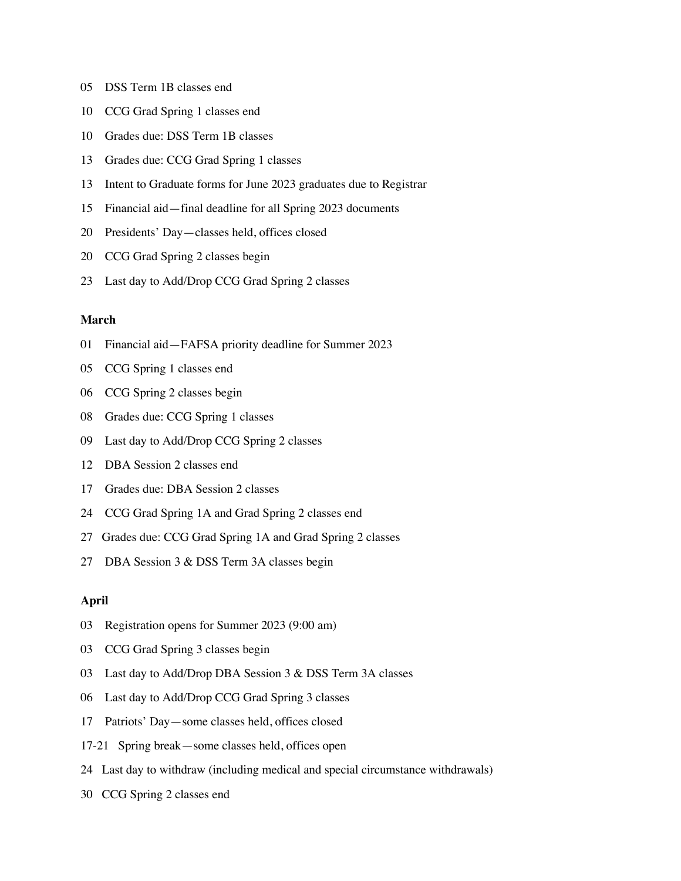05 DSS Term 1B classes end

10 CCG Grad Spring 1 classes end

10 Grades due: DSS Term 1B classes

13 Grades due: CCG Grad Spring 1 classes

13 Intent to Graduate forms for June 2023 graduates due to Registrar

15 Financial aid—final deadline for all Spring 2023 documents

20 Presidents' Day—classes held, offices closed

20 CCG Grad Spring 2 classes begin

23 Last day to Add/Drop CCG Grad Spring 2 classes

**March**

01 Financial aid—FAFSA priority deadline for Summer 2023

05 CCG Spring 1 classes end

06 CCG Spring 2 classes begin

08 Grades due: CCG Spring 1 classes

09 Last day to Add/Drop CCG Spring 2 classes

12 DBA Session 2 classes end

17 Grades due: DBA Session 2 classes

24 CCG Grad Spring 1A and Grad Spring 2 classes end

27 Grades due: CCG Grad Spring 1A and Grad Spring 2 classes

27 DBA Session 3 & DSS Term 3A classes begin

**April**

03 Registration opens for Summer 2023 (9:00 am)

03 CCG Grad Spring 3 classes begin

03 Last day to Add/Drop DBA Session 3 & DSS Term 3A classes

06 Last day to Add/Drop CCG Grad Spring 3 classes

17 Patriots' Day—some classes held, offices closed

17-21 Spring break—some classes held, offices open

24 Last day to withdraw (including medical and special circumstance withdrawals)

30 CCG Spring 2 classes end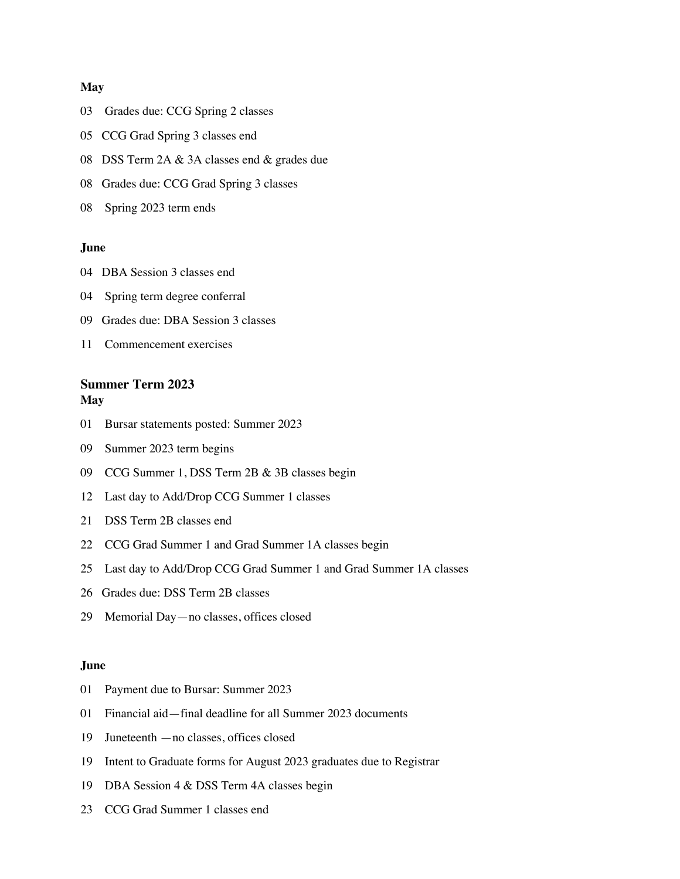**May**

03 Grades due: CCG Spring 2 classes

05 CCG Grad Spring 3 classes end

08 DSS Term 2A & 3A classes end & grades due

08 Grades due: CCG Grad Spring 3 classes

08 Spring 2023 term ends

**June**

04 DBA Session 3 classes end

04 Spring term degree conferral

09 Grades due: DBA Session 3 classes

11 Commencement exercises

## Summer Term 2023

**May**

01 Bursar statements posted: Summer 2023

09 Summer 2023 term begins

09 CCG Summer 1, DSS Term 2B & 3B classes begin

12 Last day to Add/Drop CCG Summer 1 classes

21 DSS Term 2B classes end

22 CCG Grad Summer 1 and Grad Summer 1A classes begin

25 Last day to Add/Drop CCG Grad Summer 1 and Grad Summer 1A classes

26 Grades due: DSS Term 2B classes

29 Memorial Day—no classes, offices closed

**June**

01 Payment due to Bursar: Summer 2023

01 Financial aid—final deadline for all Summer 2023 documents

19 Juneteenth —no classes, offices closed

19 Intent to Graduate forms for August 2023 graduates due to Registrar

19 DBA Session 4 & DSS Term 4A classes begin

23 CCG Grad Summer 1 classes end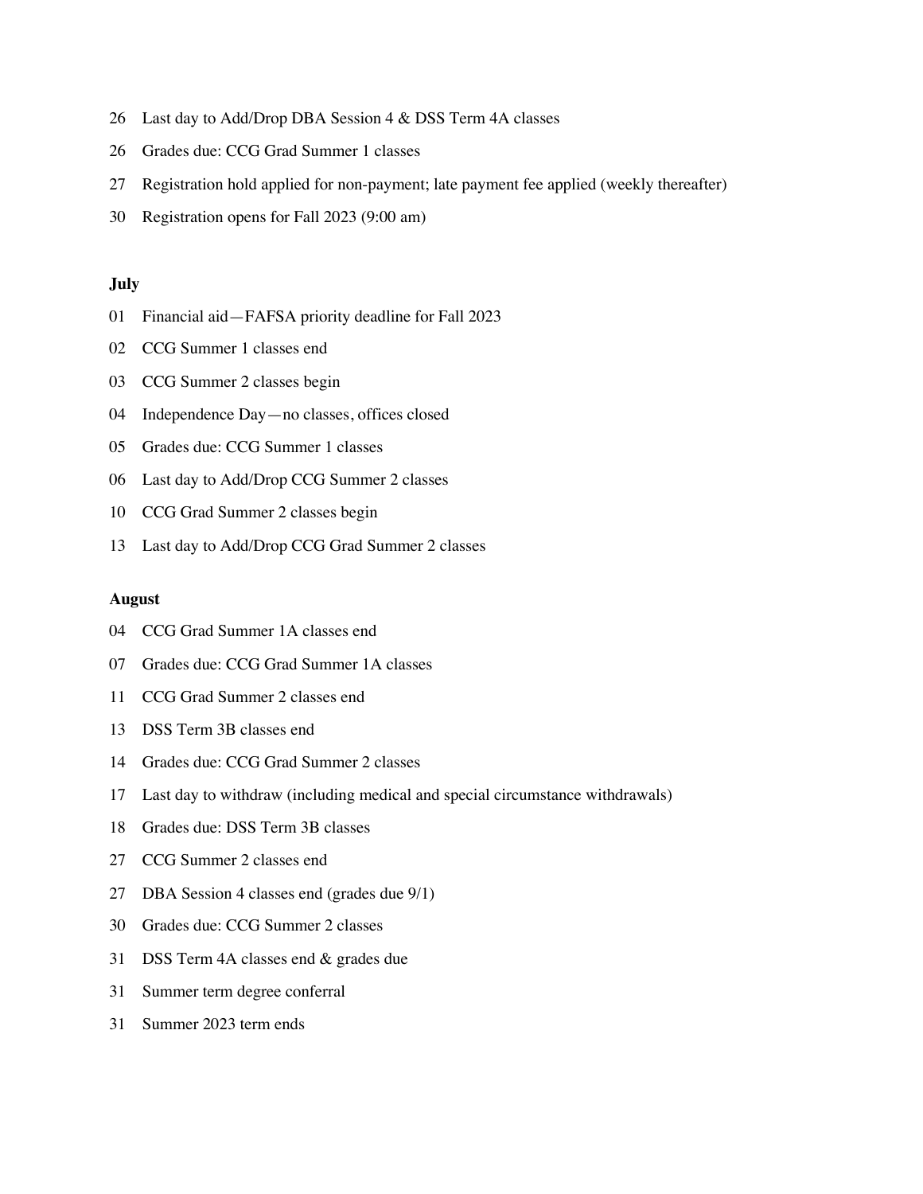26 Last day to Add/Drop DBA Session 4 & DSS Term 4A classes

26 Grades due: CCG Grad Summer 1 classes

27 Registration hold applied for non-payment; late payment fee applied (weekly thereafter)

30 Registration opens for Fall 2023 (9:00 am)

**July**

01 Financial aid—FAFSA priority deadline for Fall 2023

02 CCG Summer 1 classes end

03 CCG Summer 2 classes begin

04 Independence Day—no classes, offices closed

05 Grades due: CCG Summer 1 classes

06 Last day to Add/Drop CCG Summer 2 classes

10 CCG Grad Summer 2 classes begin

13 Last day to Add/Drop CCG Grad Summer 2 classes

**August**

04 CCG Grad Summer 1A classes end

07 Grades due: CCG Grad Summer 1A classes

11 CCG Grad Summer 2 classes end

13 DSS Term 3B classes end

14 Grades due: CCG Grad Summer 2 classes

17 Last day to withdraw (including medical and special circumstance withdrawals)

18 Grades due: DSS Term 3B classes

27 CCG Summer 2 classes end

27 DBA Session 4 classes end (grades due 9/1)

30 Grades due: CCG Summer 2 classes

31 DSS Term 4A classes end & grades due

31 Summer term degree conferral

31 Summer 2023 term ends